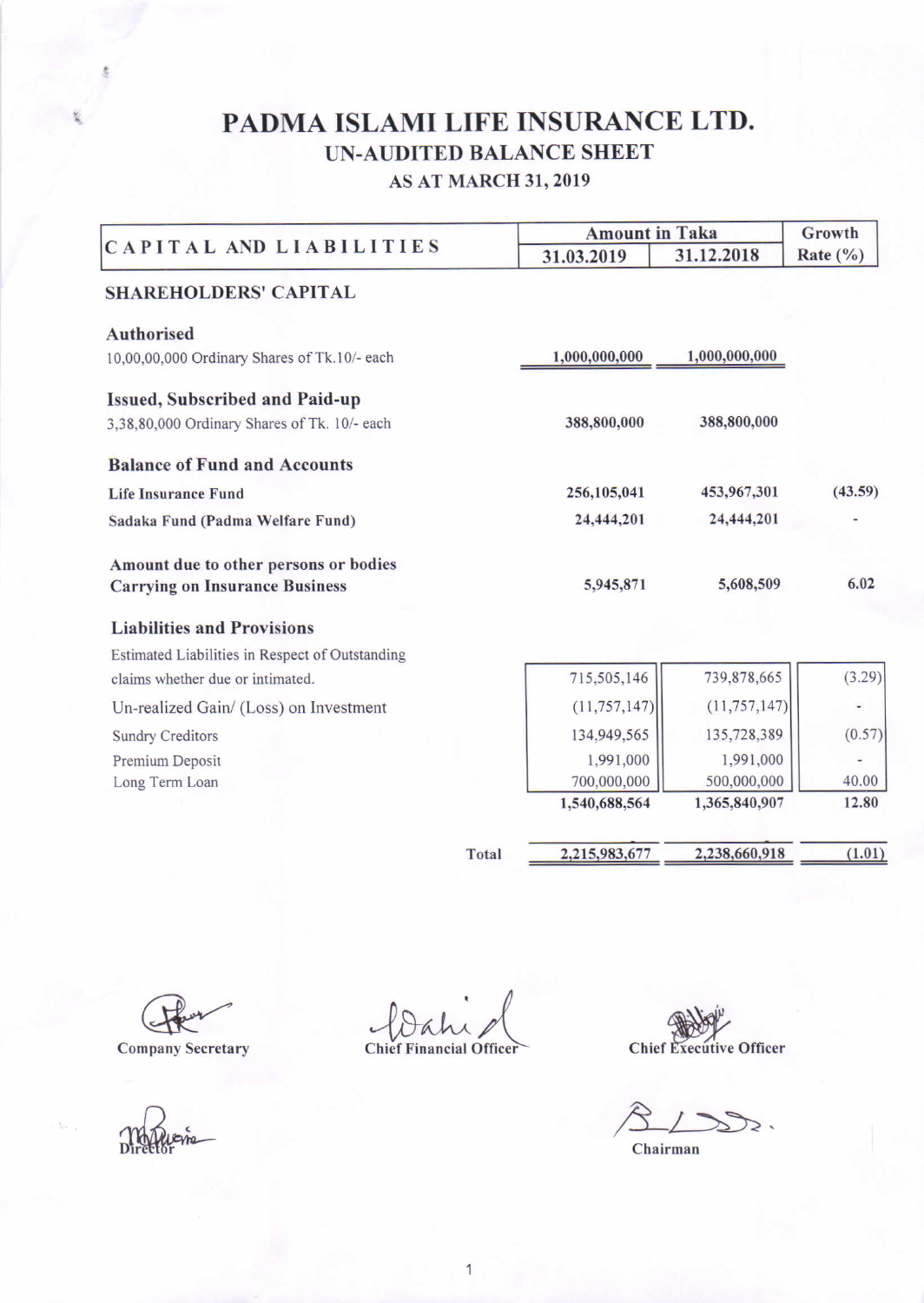# PADMA ISLAMI LIFE INSURANCE LTD.

## UN-AUDITED BALANCE SHEET

### AS AT MARCH 31, 2019

| CAPITAL AND LIABILITIES | Amount in Taka | | Growth Rate (%) |
|---|---|---|---|
| | 31.03.2019 | 31.12.2018 | |
| **SHAREHOLDERS' CAPITAL** | | | |
| **Authorised** | | | |
| 10,00,00,000 Ordinary Shares of Tk.10/- each | 1,000,000,000 | 1,000,000,000 | |
| **Issued, Subscribed and Paid-up** | | | |
| 3,38,80,000 Ordinary Shares of Tk. 10/- each | 388,800,000 | 388,800,000 | |
| **Balance of Fund and Accounts** | | | |
| **Life Insurance Fund** | 256,105,041 | 453,967,301 | (43.59) |
| **Sadaka Fund (Padma Welfare Fund)** | 24,444,201 | 24,444,201 | - |
| **Amount due to other persons or bodies Carrying on Insurance Business** | 5,945,871 | 5,608,509 | 6.02 |
| **Liabilities and Provisions** | | | |
| Estimated Liabilities in Respect of Outstanding claims whether due or intimated. | 715,505,146 | 739,878,665 | (3.29) |
| Un-realized Gain/ (Loss) on Investment | (11,757,147) | (11,757,147) | - |
| Sundry Creditors | 134,949,565 | 135,728,389 | (0.57) |
| Premium Deposit | 1,991,000 | 1,991,000 | - |
| Long Term Loan | 700,000,000 | 500,000,000 | 40.00 |
| | 1,540,688,564 | 1,365,840,907 | 12.80 |
| **Total** | 2,215,983,677 | 2,238,660,918 | (1.01) |

Company Secretary

Chief Financial Officer

Chief Executive Officer

Director

Chairman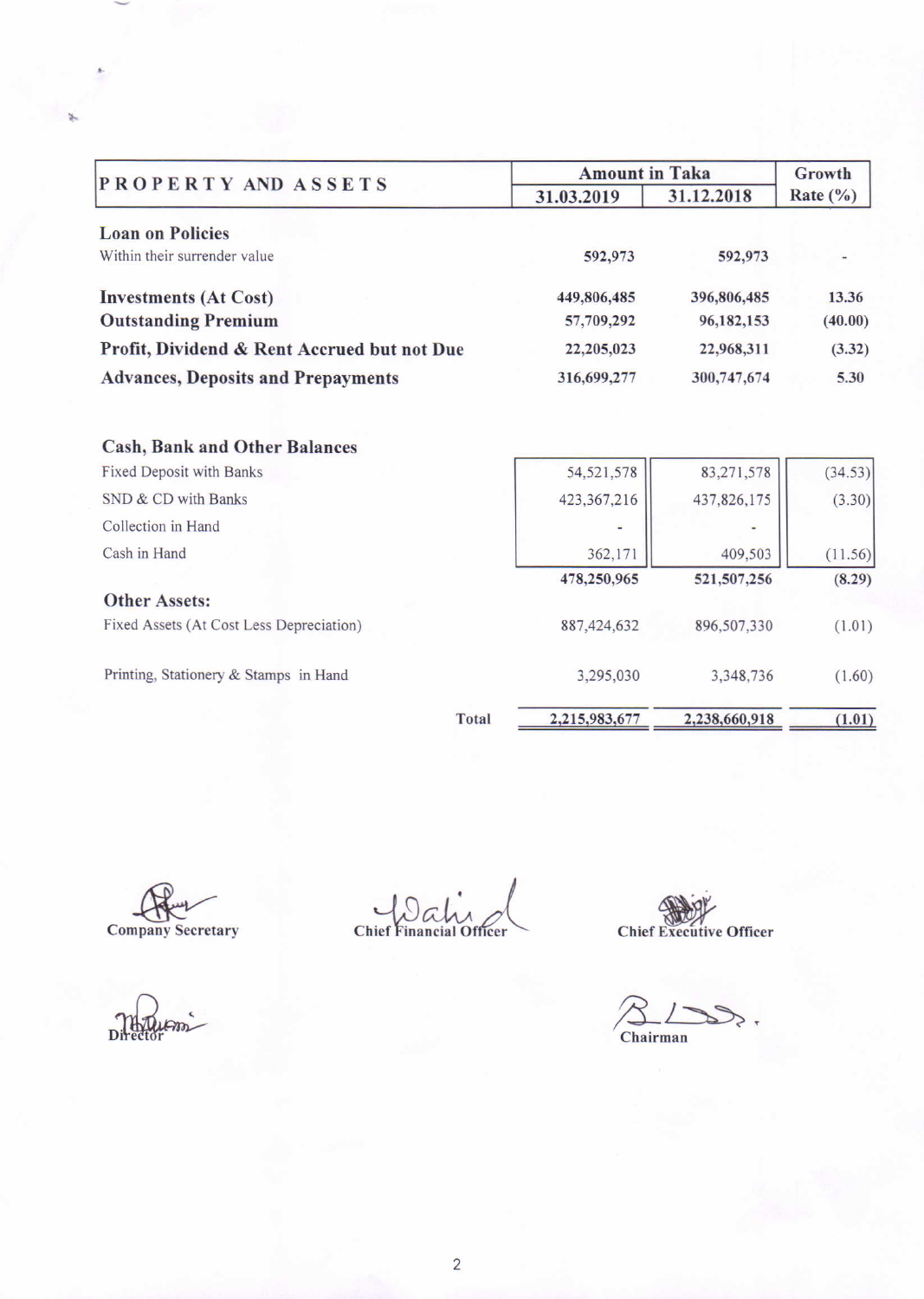| PROPERTY AND ASSETS | Amount in Taka | | Growth Rate (%) |
|---|---|---|---|
| | 31.03.2019 | 31.12.2018 | |
| **Loan on Policies** | | | |
| Within their surrender value | 592,973 | 592,973 | - |
| **Investments (At Cost)** | 449,806,485 | 396,806,485 | 13.36 |
| **Outstanding Premium** | 57,709,292 | 96,182,153 | (40.00) |
| **Profit, Dividend & Rent Accrued but not Due** | 22,205,023 | 22,968,311 | (3.32) |
| **Advances, Deposits and Prepayments** | 316,699,277 | 300,747,674 | 5.30 |
| **Cash, Bank and Other Balances** | | | |
| Fixed Deposit with Banks | 54,521,578 | 83,271,578 | (34.53) |
| SND & CD with Banks | 423,367,216 | 437,826,175 | (3.30) |
| Collection in Hand | - | - | |
| Cash in Hand | 362,171 | 409,503 | (11.56) |
| | 478,250,965 | 521,507,256 | (8.29) |
| **Other Assets:** | | | |
| Fixed Assets (At Cost Less Depreciation) | 887,424,632 | 896,507,330 | (1.01) |
| Printing, Stationery & Stamps in Hand | 3,295,030 | 3,348,736 | (1.60) |
| Total | 2,215,983,677 | 2,238,660,918 | (1.01) |

Company Secretary

Chief Financial Officer

Chief Executive Officer

Director

Chairman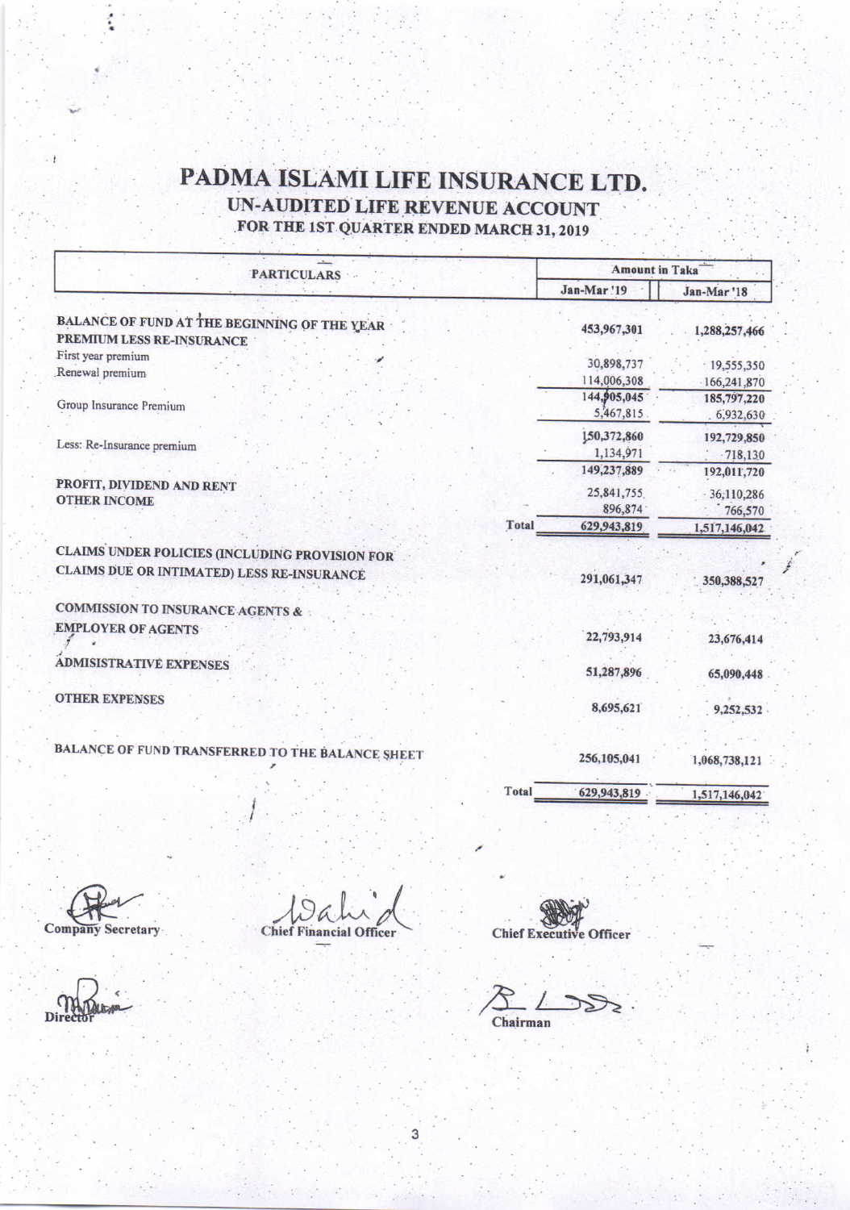# PADMA ISLAMI LIFE INSURANCE LTD.

## UN-AUDITED LIFE REVENUE ACCOUNT

### FOR THE 1ST QUARTER ENDED MARCH 31, 2019

| PARTICULARS | | Amount in Taka | |
|---|---|---|---|
| | | Jan-Mar '19 | Jan-Mar '18 |
| **BALANCE OF FUND AT THE BEGINNING OF THE YEAR** | | 453,967,301 | 1,288,257,466 |
| **PREMIUM LESS RE-INSURANCE** | | | |
| First year premium | | 30,898,737 | 19,555,350 |
| Renewal premium | | 114,006,308 | 166,241,870 |
| | | 144,905,045 | 185,797,220 |
| Group Insurance Premium | | 5,467,815 | 6,932,630 |
| | | 150,372,860 | 192,729,850 |
| Less: Re-Insurance premium | | 1,134,971 | 718,130 |
| | | 149,237,889 | 192,011,720 |
| **PROFIT, DIVIDEND AND RENT** | | 25,841,755 | 36,110,286 |
| **OTHER INCOME** | | 896,874 | 766,570 |
| | Total | 629,943,819 | 1,517,146,042 |
| **CLAIMS UNDER POLICIES (INCLUDING PROVISION FOR CLAIMS DUE OR INTIMATED) LESS RE-INSURANCE** | | 291,061,347 | 350,388,527 |
| **COMMISSION TO INSURANCE AGENTS & EMPLOYER OF AGENTS** | | 22,793,914 | 23,676,414 |
| **ADMISISTRATIVE EXPENSES** | | 51,287,896 | 65,090,448 |
| **OTHER EXPENSES** | | 8,695,621 | 9,252,532 |
| **BALANCE OF FUND TRANSFERRED TO THE BALANCE SHEET** | | 256,105,041 | 1,068,738,121 |
| | Total | 629,943,819 | 1,517,146,042 |

Company Secretary | Chief Financial Officer | Chief Executive Officer

Director | Chairman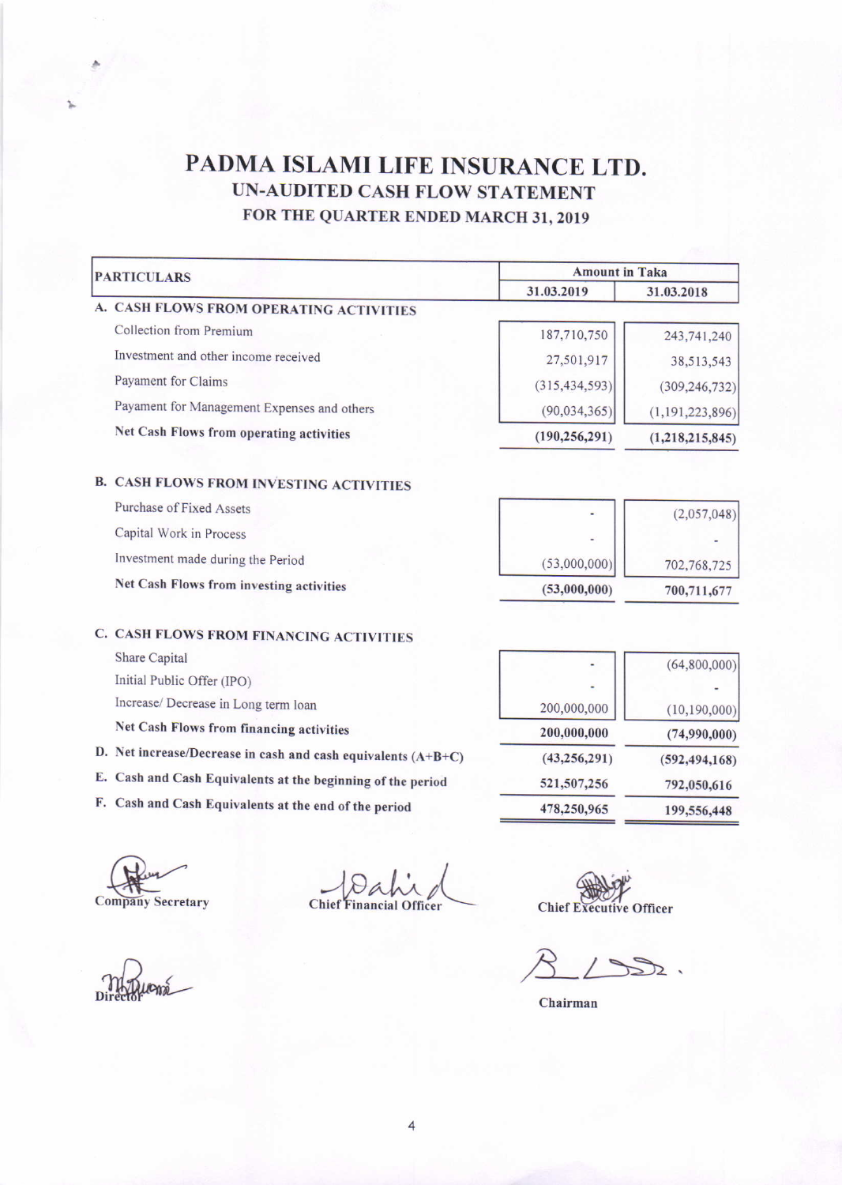# PADMA ISLAMI LIFE INSURANCE LTD.

## UN-AUDITED CASH FLOW STATEMENT

### FOR THE QUARTER ENDED MARCH 31, 2019

| PARTICULARS | Amount in Taka | |
|---|---|---|
| | 31.03.2019 | 31.03.2018 |
| **A. CASH FLOWS FROM OPERATING ACTIVITIES** | | |
| Collection from Premium | 187,710,750 | 243,741,240 |
| Investment and other income received | 27,501,917 | 38,513,543 |
| Payament for Claims | (315,434,593) | (309,246,732) |
| Payament for Management Expenses and others | (90,034,365) | (1,191,223,896) |
| **Net Cash Flows from operating activities** | **(190,256,291)** | **(1,218,215,845)** |
| **B. CASH FLOWS FROM INVESTING ACTIVITIES** | | |
| Purchase of Fixed Assets | - | (2,057,048) |
| Capital Work in Process | - | - |
| Investment made during the Period | (53,000,000) | 702,768,725 |
| **Net Cash Flows from investing activities** | **(53,000,000)** | **700,711,677** |
| **C. CASH FLOWS FROM FINANCING ACTIVITIES** | | |
| Share Capital | - | (64,800,000) |
| Initial Public Offer (IPO) | - | - |
| Increase/ Decrease in Long term loan | 200,000,000 | (10,190,000) |
| **Net Cash Flows from financing activities** | **200,000,000** | **(74,990,000)** |
| **D. Net increase/Decrease in cash and cash equivalents (A+B+C)** | **(43,256,291)** | **(592,494,168)** |
| **E. Cash and Cash Equivalents at the beginning of the period** | **521,507,256** | **792,050,616** |
| **F. Cash and Cash Equivalents at the end of the period** | **478,250,965** | **199,556,448** |

Company Secretary

Chief Financial Officer

Chief Executive Officer

Director

Chairman